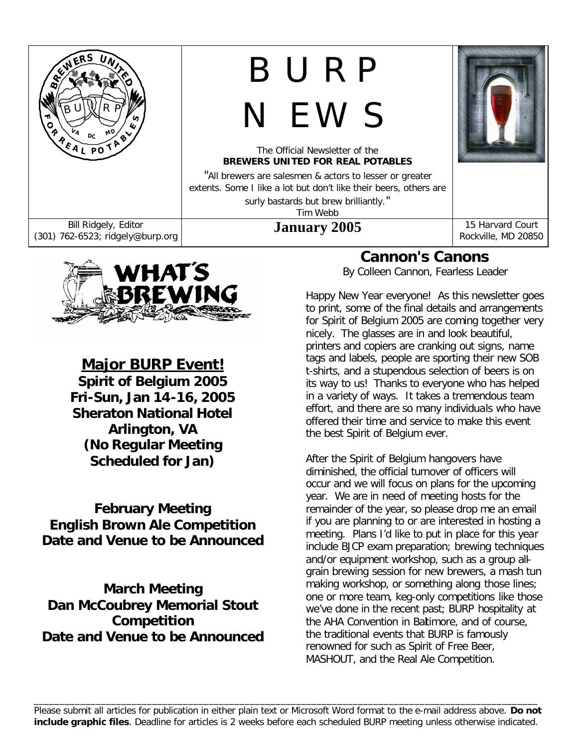# B U R P N EW S

The Official Newsletter of the
**BREWERS UNITED FOR REAL POTABLES**

"All brewers are salesmen & actors to lesser or greater extents. Some I like a lot but don't like their beers, others are surly bastards but brew brilliantly."
Tim Webb

Bill Ridgely, Editor
(301) 762-6523; ridgely@burp.org

**January 2005**

15 Harvard Court
Rockville, MD 20850

## WHAT'S BREWING

**Major BURP Event!**
**Spirit of Belgium 2005**
**Fri-Sun, Jan 14-16, 2005**
**Sheraton National Hotel**
**Arlington, VA**
**(No Regular Meeting Scheduled for Jan)**

**February Meeting**
**English Brown Ale Competition**
**Date and Venue to be Announced**

**March Meeting**
**Dan McCoubrey Memorial Stout Competition**
**Date and Venue to be Announced**

## Cannon's Canons

By Colleen Cannon, Fearless Leader

Happy New Year everyone! As this newsletter goes to print, some of the final details and arrangements for Spirit of Belgium 2005 are coming together very nicely. The glasses are in and look beautiful, printers and copiers are cranking out signs, name tags and labels, people are sporting their new SOB t-shirts, and a stupendous selection of beers is on its way to us! Thanks to everyone who has helped in a variety of ways. It takes a tremendous team effort, and there are so many individuals who have offered their time and service to make this event the best Spirit of Belgium ever.

After the Spirit of Belgium hangovers have diminished, the official turnover of officers will occur and we will focus on plans for the upcoming year. We are in need of meeting hosts for the remainder of the year, so please drop me an email if you are planning to or are interested in hosting a meeting. Plans I'd like to put in place for this year include BJCP exam preparation; brewing techniques and/or equipment workshop, such as a group all-grain brewing session for new brewers, a mash tun making workshop, or something along those lines; one or more team, keg-only competitions like those we've done in the recent past; BURP hospitality at the AHA Convention in Baltimore, and of course, the traditional events that BURP is famously renowned for such as Spirit of Free Beer, MASHOUT, and the Real Ale Competition.

---

Please submit all articles for publication in either plain text or Microsoft Word format to the e-mail address above. **Do not include graphic files**. Deadline for articles is 2 weeks before each scheduled BURP meeting unless otherwise indicated.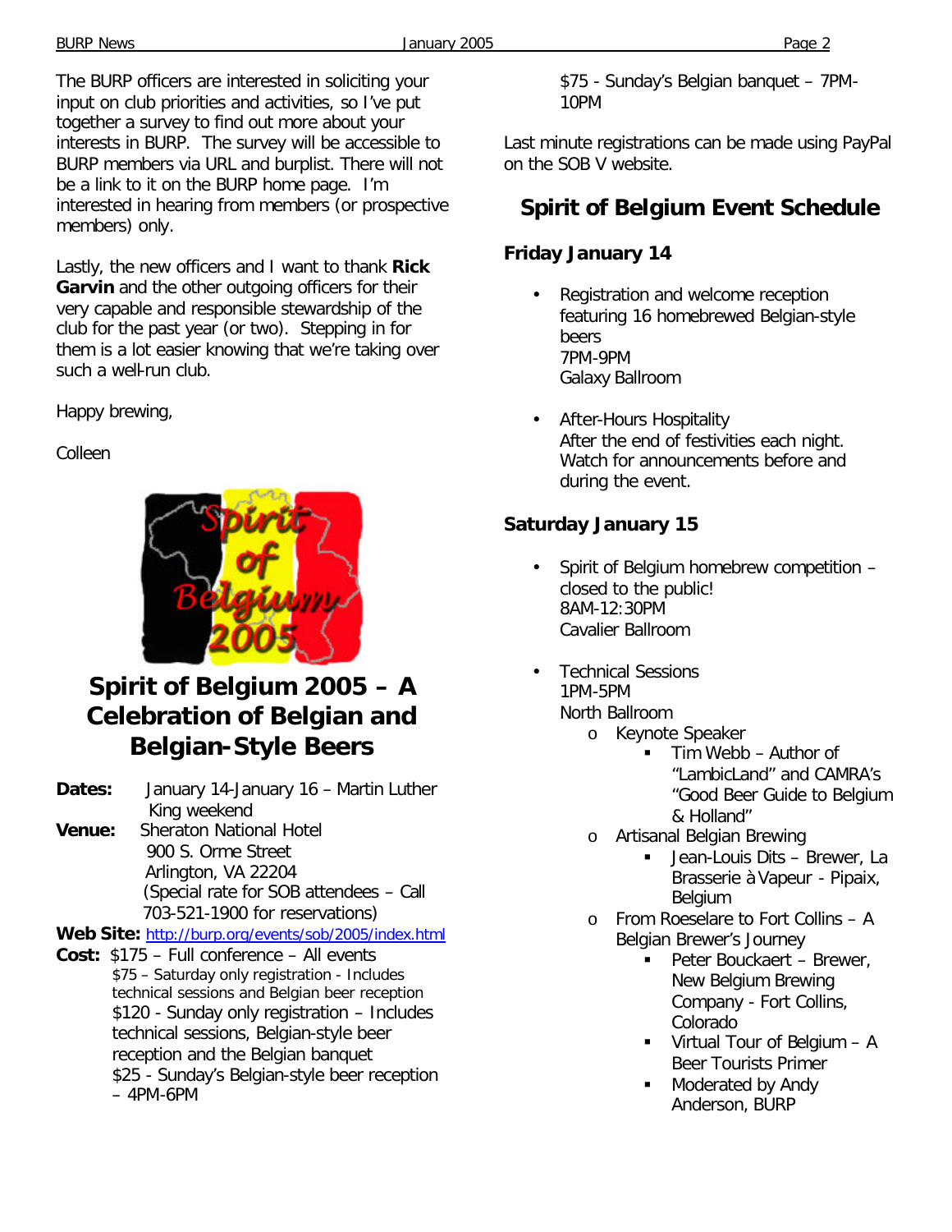The BURP officers are interested in soliciting your input on club priorities and activities, so I've put together a survey to find out more about your interests in BURP. The survey will be accessible to BURP members via URL and burplist. There will not be a link to it on the BURP home page. I'm interested in hearing from members (or prospective members) only.

Lastly, the new officers and I want to thank **Rick Garvin** and the other outgoing officers for their very capable and responsible stewardship of the club for the past year (or two). Stepping in for them is a lot easier knowing that we're taking over such a well-run club.

Happy brewing,

Colleen

## Spirit of Belgium 2005 – A Celebration of Belgian and Belgian-Style Beers

**Dates:** January 14-January 16 – Martin Luther King weekend

**Venue:** Sheraton National Hotel
900 S. Orme Street
Arlington, VA 22204
(Special rate for SOB attendees – Call 703-521-1900 for reservations)

**Web Site:** http://burp.org/events/sob/2005/index.html

**Cost:** $175 – Full conference – All events
$75 – Saturday only registration - Includes technical sessions and Belgian beer reception
$120 - Sunday only registration – Includes technical sessions, Belgian-style beer reception and the Belgian banquet
$25 - Sunday's Belgian-style beer reception – 4PM-6PM
$75 - Sunday's Belgian banquet – 7PM-10PM

Last minute registrations can be made using PayPal on the SOB V website.

## Spirit of Belgium Event Schedule

### Friday January 14

- Registration and welcome reception featuring 16 homebrewed Belgian-style beers
  7PM-9PM
  Galaxy Ballroom
- After-Hours Hospitality
  After the end of festivities each night. Watch for announcements before and during the event.

### Saturday January 15

- Spirit of Belgium homebrew competition – closed to the public!
  8AM-12:30PM
  Cavalier Ballroom
- Technical Sessions
  1PM-5PM
  North Ballroom
  - Keynote Speaker
    - Tim Webb – Author of "LambicLand" and CAMRA's "Good Beer Guide to Belgium & Holland"
  - Artisanal Belgian Brewing
    - Jean-Louis Dits – Brewer, La Brasserie à Vapeur - Pipaix, Belgium
  - From Roeselare to Fort Collins – A Belgian Brewer's Journey
    - Peter Bouckaert – Brewer, New Belgium Brewing Company - Fort Collins, Colorado
    - Virtual Tour of Belgium – A Beer Tourists Primer
    - Moderated by Andy Anderson, BURP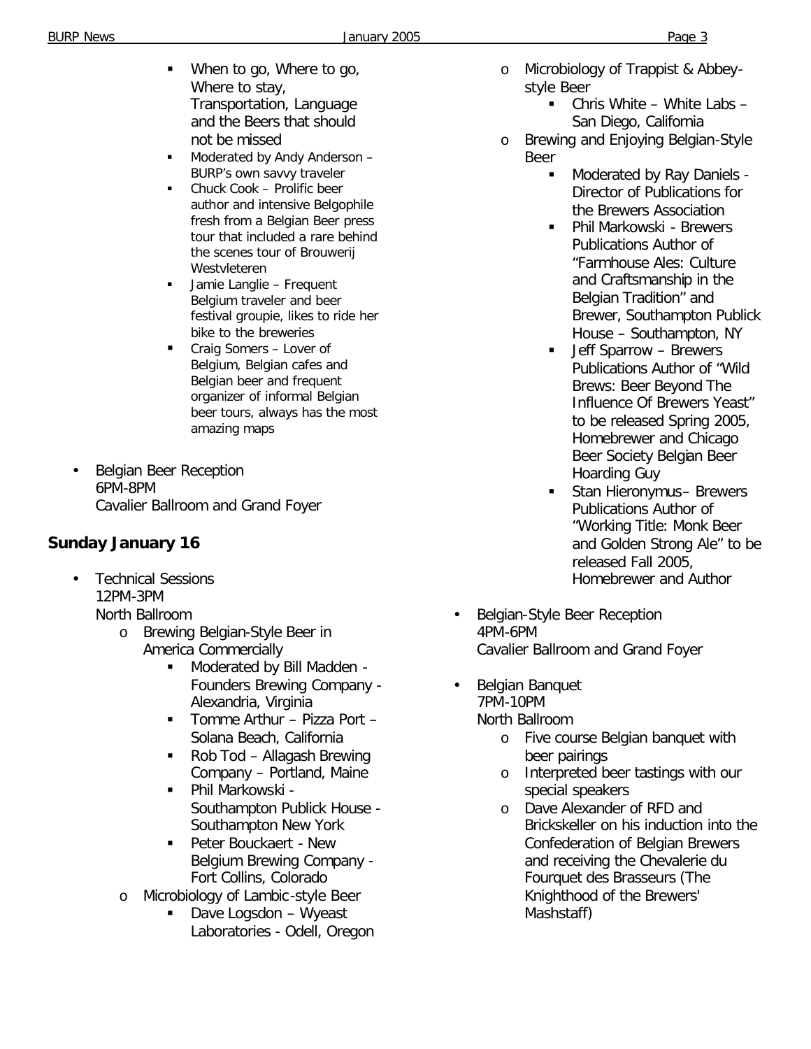- When to go, Where to go, Where to stay, Transportation, Language and the Beers that should not be missed
- Moderated by Andy Anderson – BURP's own savvy traveler
- Chuck Cook – Prolific beer author and intensive Belgophile fresh from a Belgian Beer press tour that included a rare behind the scenes tour of Brouwerij Westvleteren
- Jamie Langlie – Frequent Belgium traveler and beer festival groupie, likes to ride her bike to the breweries
- Craig Somers – Lover of Belgium, Belgian cafes and Belgian beer and frequent organizer of informal Belgian beer tours, always has the most amazing maps

- Belgian Beer Reception
  6PM-8PM
  Cavalier Ballroom and Grand Foyer

## Sunday January 16

- Technical Sessions
  12PM-3PM
  North Ballroom
  - Brewing Belgian-Style Beer in America Commercially
    - Moderated by Bill Madden - Founders Brewing Company - Alexandria, Virginia
    - Tomme Arthur – Pizza Port – Solana Beach, California
    - Rob Tod – Allagash Brewing Company – Portland, Maine
    - Phil Markowski - Southampton Publick House - Southampton New York
    - Peter Bouckaert - New Belgium Brewing Company - Fort Collins, Colorado
  - Microbiology of Lambic-style Beer
    - Dave Logsdon – Wyeast Laboratories - Odell, Oregon
  - Microbiology of Trappist & Abbey-style Beer
    - Chris White – White Labs – San Diego, California
  - Brewing and Enjoying Belgian-Style Beer
    - Moderated by Ray Daniels - Director of Publications for the Brewers Association
    - Phil Markowski - Brewers Publications Author of "Farmhouse Ales: Culture and Craftsmanship in the Belgian Tradition" and Brewer, Southampton Publick House – Southampton, NY
    - Jeff Sparrow – Brewers Publications Author of "Wild Brews: Beer Beyond The Influence Of Brewers Yeast" to be released Spring 2005, Homebrewer and Chicago Beer Society Belgian Beer Hoarding Guy
    - Stan Hieronymus– Brewers Publications Author of "Working Title: Monk Beer and Golden Strong Ale" to be released Fall 2005, Homebrewer and Author

- Belgian-Style Beer Reception
  4PM-6PM
  Cavalier Ballroom and Grand Foyer

- Belgian Banquet
  7PM-10PM
  North Ballroom
  - Five course Belgian banquet with beer pairings
  - Interpreted beer tastings with our special speakers
  - Dave Alexander of RFD and Brickskeller on his induction into the Confederation of Belgian Brewers and receiving the Chevalerie du Fourquet des Brasseurs (The Knighthood of the Brewers' Mashstaff)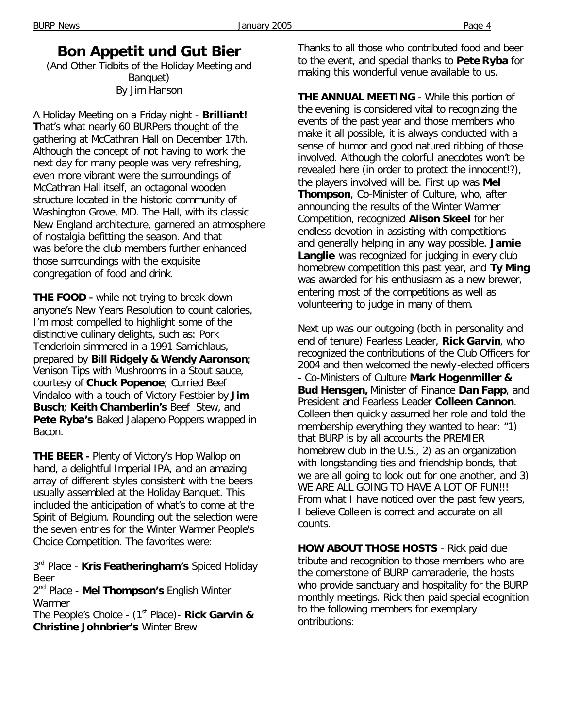# Bon Appetit und Gut Bier

(And Other Tidbits of the Holiday Meeting and Banquet)
By Jim Hanson

A Holiday Meeting on a Friday night - **Brilliant! T**hat's what nearly 60 BURPers thought of the gathering at McCathran Hall on December 17th. Although the concept of not having to work the next day for many people was very refreshing, even more vibrant were the surroundings of McCathran Hall itself, an octagonal wooden structure located in the historic community of Washington Grove, MD. The Hall, with its classic New England architecture, garnered an atmosphere of nostalgia befitting the season. And that was before the club members further enhanced those surroundings with the exquisite congregation of food and drink.

**THE FOOD -** while not trying to break down anyone's New Years Resolution to count calories, I'm most compelled to highlight some of the distinctive culinary delights, such as: Pork Tenderloin simmered in a 1991 Samichlaus, prepared by **Bill Ridgely & Wendy Aaronson**; Venison Tips with Mushrooms in a Stout sauce, courtesy of **Chuck Popenoe**; Curried Beef Vindaloo with a touch of Victory Festbier by **Jim Busch**; **Keith Chamberlin's** Beef Stew, and **Pete Ryba's** Baked Jalapeno Poppers wrapped in Bacon.

**THE BEER -** Plenty of Victory's Hop Wallop on hand, a delightful Imperial IPA, and an amazing array of different styles consistent with the beers usually assembled at the Holiday Banquet. This included the anticipation of what's to come at the Spirit of Belgium. Rounding out the selection were the seven entries for the Winter Warmer People's Choice Competition. The favorites were:

3rd Place - **Kris Featheringham's** Spiced Holiday Beer
2nd Place - **Mel Thompson's** English Winter Warmer
The People's Choice - (1st Place)- **Rick Garvin & Christine Johnbrier's** Winter Brew

Thanks to all those who contributed food and beer to the event, and special thanks to **Pete Ryba** for making this wonderful venue available to us.

**THE ANNUAL MEETING** - While this portion of the evening is considered vital to recognizing the events of the past year and those members who make it all possible, it is always conducted with a sense of humor and good natured ribbing of those involved. Although the colorful anecdotes won't be revealed here (in order to protect the innocent!?), the players involved will be. First up was **Mel Thompson**, Co-Minister of Culture, who, after announcing the results of the Winter Warmer Competition, recognized **Alison Skeel** for her endless devotion in assisting with competitions and generally helping in any way possible. **Jamie Langlie** was recognized for judging in every club homebrew competition this past year, and **Ty Ming** was awarded for his enthusiasm as a new brewer, entering most of the competitions as well as volunteering to judge in many of them.

Next up was our outgoing (both in personality and end of tenure) Fearless Leader, **Rick Garvin**, who recognized the contributions of the Club Officers for 2004 and then welcomed the newly-elected officers - Co-Ministers of Culture **Mark Hogenmiller & Bud Hensgen,** Minister of Finance **Dan Fapp**, and President and Fearless Leader **Colleen Cannon**. Colleen then quickly assumed her role and told the membership everything they wanted to hear: "1) that BURP is by all accounts the PREMIER homebrew club in the U.S., 2) as an organization with longstanding ties and friendship bonds, that we are all going to look out for one another, and 3) WE ARE ALL GOING TO HAVE A LOT OF FUN!!! From what I have noticed over the past few years, I believe Colleen is correct and accurate on all counts.

**HOW ABOUT THOSE HOSTS** - Rick paid due tribute and recognition to those members who are the cornerstone of BURP camaraderie, the hosts who provide sanctuary and hospitality for the BURP monthly meetings. Rick then paid special ecognition to the following members for exemplary ontributions: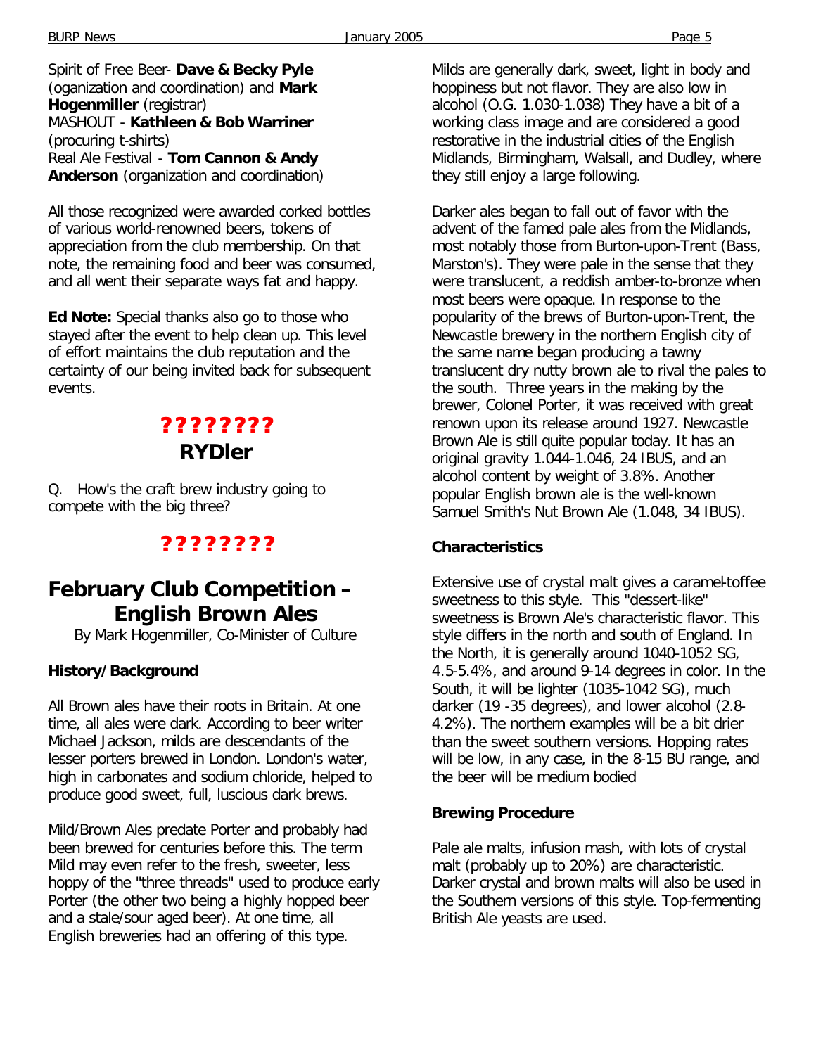Spirit of Free Beer- **Dave & Becky Pyle** (oganization and coordination) and **Mark Hogenmiller** (registrar)
MASHOUT - **Kathleen & Bob Warriner** (procuring t-shirts)
Real Ale Festival - **Tom Cannon & Andy Anderson** (organization and coordination)

All those recognized were awarded corked bottles of various world-renowned beers, tokens of appreciation from the club membership. On that note, the remaining food and beer was consumed, and all went their separate ways fat and happy.

**Ed Note:** Special thanks also go to those who stayed after the event to help clean up. This level of effort maintains the club reputation and the certainty of our being invited back for subsequent events.

## ????????
## RYDler

Q. How's the craft brew industry going to compete with the big three?

## ????????

# February Club Competition – English Brown Ales

By Mark Hogenmiller, Co-Minister of Culture

### History/Background

All Brown ales have their roots in Britain. At one time, all ales were dark. According to beer writer Michael Jackson, milds are descendants of the lesser porters brewed in London. London's water, high in carbonates and sodium chloride, helped to produce good sweet, full, luscious dark brews.

Mild/Brown Ales predate Porter and probably had been brewed for centuries before this. The term Mild may even refer to the fresh, sweeter, less hoppy of the "three threads" used to produce early Porter (the other two being a highly hopped beer and a stale/sour aged beer). At one time, all English breweries had an offering of this type.

Milds are generally dark, sweet, light in body and hoppiness but not flavor. They are also low in alcohol (O.G. 1.030-1.038) They have a bit of a working class image and are considered a good restorative in the industrial cities of the English Midlands, Birmingham, Walsall, and Dudley, where they still enjoy a large following.

Darker ales began to fall out of favor with the advent of the famed pale ales from the Midlands, most notably those from Burton-upon-Trent (Bass, Marston's). They were pale in the sense that they were translucent, a reddish amber-to-bronze when most beers were opaque. In response to the popularity of the brews of Burton-upon-Trent, the Newcastle brewery in the northern English city of the same name began producing a tawny translucent dry nutty brown ale to rival the pales to the south. Three years in the making by the brewer, Colonel Porter, it was received with great renown upon its release around 1927. Newcastle Brown Ale is still quite popular today. It has an original gravity 1.044-1.046, 24 IBUS, and an alcohol content by weight of 3.8%. Another popular English brown ale is the well-known Samuel Smith's Nut Brown Ale (1.048, 34 IBUS).

### Characteristics

Extensive use of crystal malt gives a caramel-toffee sweetness to this style. This "dessert-like" sweetness is Brown Ale's characteristic flavor. This style differs in the north and south of England. In the North, it is generally around 1040-1052 SG, 4.5-5.4%, and around 9-14 degrees in color. In the South, it will be lighter (1035-1042 SG), much darker (19 -35 degrees), and lower alcohol (2.8-4.2%). The northern examples will be a bit drier than the sweet southern versions. Hopping rates will be low, in any case, in the 8-15 BU range, and the beer will be medium bodied

### Brewing Procedure

Pale ale malts, infusion mash, with lots of crystal malt (probably up to 20%) are characteristic. Darker crystal and brown malts will also be used in the Southern versions of this style. Top-fermenting British Ale yeasts are used.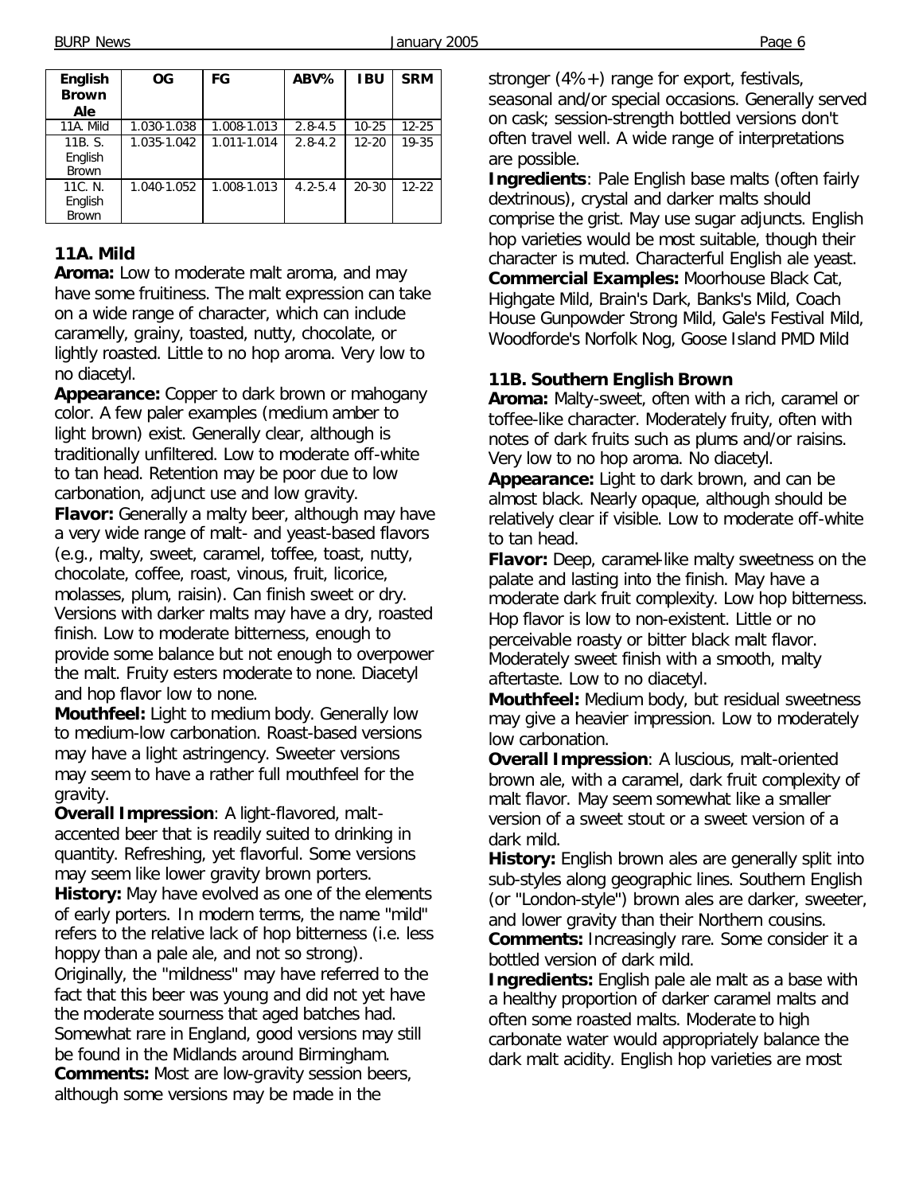| English Brown Ale | OG | FG | ABV% | IBU | SRM |
|---|---|---|---|---|---|
| 11A. Mild | 1.030-1.038 | 1.008-1.013 | 2.8-4.5 | 10-25 | 12-25 |
| 11B. S. English Brown | 1.035-1.042 | 1.011-1.014 | 2.8-4.2 | 12-20 | 19-35 |
| 11C. N. English Brown | 1.040-1.052 | 1.008-1.013 | 4.2-5.4 | 20-30 | 12-22 |

### 11A. Mild

**Aroma:** Low to moderate malt aroma, and may have some fruitiness. The malt expression can take on a wide range of character, which can include caramelly, grainy, toasted, nutty, chocolate, or lightly roasted. Little to no hop aroma. Very low to no diacetyl.

**Appearance:** Copper to dark brown or mahogany color. A few paler examples (medium amber to light brown) exist. Generally clear, although is traditionally unfiltered. Low to moderate off-white to tan head. Retention may be poor due to low carbonation, adjunct use and low gravity.

**Flavor:** Generally a malty beer, although may have a very wide range of malt- and yeast-based flavors (e.g., malty, sweet, caramel, toffee, toast, nutty, chocolate, coffee, roast, vinous, fruit, licorice, molasses, plum, raisin). Can finish sweet or dry. Versions with darker malts may have a dry, roasted finish. Low to moderate bitterness, enough to provide some balance but not enough to overpower the malt. Fruity esters moderate to none. Diacetyl and hop flavor low to none.

**Mouthfeel:** Light to medium body. Generally low to medium-low carbonation. Roast-based versions may have a light astringency. Sweeter versions may seem to have a rather full mouthfeel for the gravity.

**Overall Impression**: A light-flavored, malt-accented beer that is readily suited to drinking in quantity. Refreshing, yet flavorful. Some versions may seem like lower gravity brown porters.

**History:** May have evolved as one of the elements of early porters. In modern terms, the name "mild" refers to the relative lack of hop bitterness (i.e. less hoppy than a pale ale, and not so strong). Originally, the "mildness" may have referred to the fact that this beer was young and did not yet have the moderate sourness that aged batches had. Somewhat rare in England, good versions may still be found in the Midlands around Birmingham.

**Comments:** Most are low-gravity session beers, although some versions may be made in the stronger (4%+) range for export, festivals, seasonal and/or special occasions. Generally served on cask; session-strength bottled versions don't often travel well. A wide range of interpretations are possible.

**Ingredients**: Pale English base malts (often fairly dextrinous), crystal and darker malts should comprise the grist. May use sugar adjuncts. English hop varieties would be most suitable, though their character is muted. Characterful English ale yeast.

**Commercial Examples:** Moorhouse Black Cat, Highgate Mild, Brain's Dark, Banks's Mild, Coach House Gunpowder Strong Mild, Gale's Festival Mild, Woodforde's Norfolk Nog, Goose Island PMD Mild

### 11B. Southern English Brown

**Aroma:** Malty-sweet, often with a rich, caramel or toffee-like character. Moderately fruity, often with notes of dark fruits such as plums and/or raisins. Very low to no hop aroma. No diacetyl.

**Appearance:** Light to dark brown, and can be almost black. Nearly opaque, although should be relatively clear if visible. Low to moderate off-white to tan head.

**Flavor:** Deep, caramel-like malty sweetness on the palate and lasting into the finish. May have a moderate dark fruit complexity. Low hop bitterness. Hop flavor is low to non-existent. Little or no perceivable roasty or bitter black malt flavor. Moderately sweet finish with a smooth, malty aftertaste. Low to no diacetyl.

**Mouthfeel:** Medium body, but residual sweetness may give a heavier impression. Low to moderately low carbonation.

**Overall Impression**: A luscious, malt-oriented brown ale, with a caramel, dark fruit complexity of malt flavor. May seem somewhat like a smaller version of a sweet stout or a sweet version of a dark mild.

**History:** English brown ales are generally split into sub-styles along geographic lines. Southern English (or "London-style") brown ales are darker, sweeter, and lower gravity than their Northern cousins.

**Comments:** Increasingly rare. Some consider it a bottled version of dark mild.

**Ingredients:** English pale ale malt as a base with a healthy proportion of darker caramel malts and often some roasted malts. Moderate to high carbonate water would appropriately balance the dark malt acidity. English hop varieties are most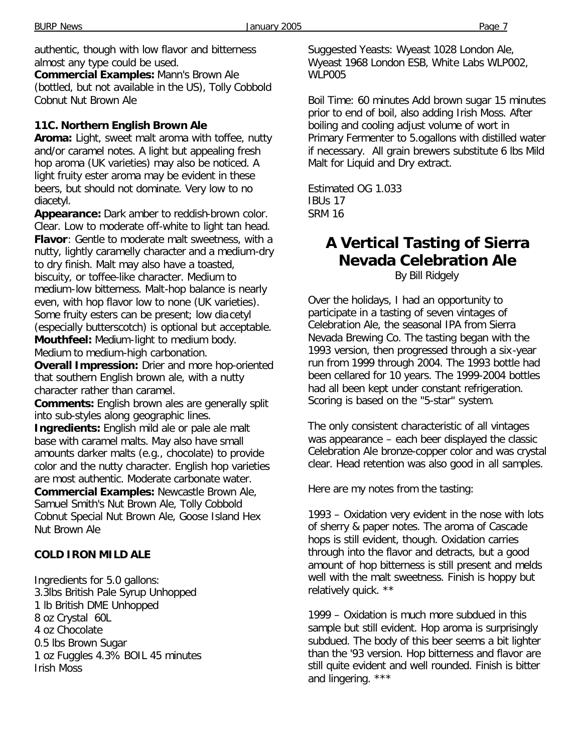authentic, though with low flavor and bitterness almost any type could be used.

**Commercial Examples:** Mann's Brown Ale (bottled, but not available in the US), Tolly Cobbold Cobnut Nut Brown Ale

### 11C. Northern English Brown Ale

**Aroma:** Light, sweet malt aroma with toffee, nutty and/or caramel notes. A light but appealing fresh hop aroma (UK varieties) may also be noticed. A light fruity ester aroma may be evident in these beers, but should not dominate. Very low to no diacetyl.

**Appearance:** Dark amber to reddish-brown color. Clear. Low to moderate off-white to light tan head.

**Flavor**: Gentle to moderate malt sweetness, with a nutty, lightly caramelly character and a medium-dry to dry finish. Malt may also have a toasted, biscuity, or toffee-like character. Medium to medium-low bitterness. Malt-hop balance is nearly even, with hop flavor low to none (UK varieties). Some fruity esters can be present; low diacetyl (especially butterscotch) is optional but acceptable.

**Mouthfeel:** Medium-light to medium body. Medium to medium-high carbonation.

**Overall Impression:** Drier and more hop-oriented that southern English brown ale, with a nutty character rather than caramel.

**Comments:** English brown ales are generally split into sub-styles along geographic lines.

**Ingredients:** English mild ale or pale ale malt base with caramel malts. May also have small amounts darker malts (e.g., chocolate) to provide color and the nutty character. English hop varieties are most authentic. Moderate carbonate water.

**Commercial Examples:** Newcastle Brown Ale, Samuel Smith's Nut Brown Ale, Tolly Cobbold Cobnut Special Nut Brown Ale, Goose Island Hex Nut Brown Ale

### COLD IRON MILD ALE

Ingredients for 5.0 gallons:
3.3lbs British Pale Syrup Unhopped
1 lb British DME Unhopped
8 oz Crystal 60L
4 oz Chocolate
0.5 lbs Brown Sugar
1 oz Fuggles 4.3% BOIL 45 minutes
Irish Moss

Suggested Yeasts: Wyeast 1028 London Ale, Wyeast 1968 London ESB, White Labs WLP002, WLP005

Boil Time: 60 minutes Add brown sugar 15 minutes prior to end of boil, also adding Irish Moss. After boiling and cooling adjust volume of wort in Primary Fermenter to 5.ogallons with distilled water if necessary. All grain brewers substitute 6 lbs Mild Malt for Liquid and Dry extract.

Estimated OG 1.033
IBUs 17
SRM 16

## A Vertical Tasting of Sierra Nevada Celebration Ale

By Bill Ridgely

Over the holidays, I had an opportunity to participate in a tasting of seven vintages of Celebration Ale, the seasonal IPA from Sierra Nevada Brewing Co. The tasting began with the 1993 version, then progressed through a six-year run from 1999 through 2004. The 1993 bottle had been cellared for 10 years. The 1999-2004 bottles had all been kept under constant refrigeration. Scoring is based on the "5-star" system.

The only consistent characteristic of all vintages was appearance – each beer displayed the classic Celebration Ale bronze-copper color and was crystal clear. Head retention was also good in all samples.

Here are my notes from the tasting:

1993 – Oxidation very evident in the nose with lots of sherry & paper notes. The aroma of Cascade hops is still evident, though. Oxidation carries through into the flavor and detracts, but a good amount of hop bitterness is still present and melds well with the malt sweetness. Finish is hoppy but relatively quick. **

1999 – Oxidation is much more subdued in this sample but still evident. Hop aroma is surprisingly subdued. The body of this beer seems a bit lighter than the '93 version. Hop bitterness and flavor are still quite evident and well rounded. Finish is bitter and lingering. ***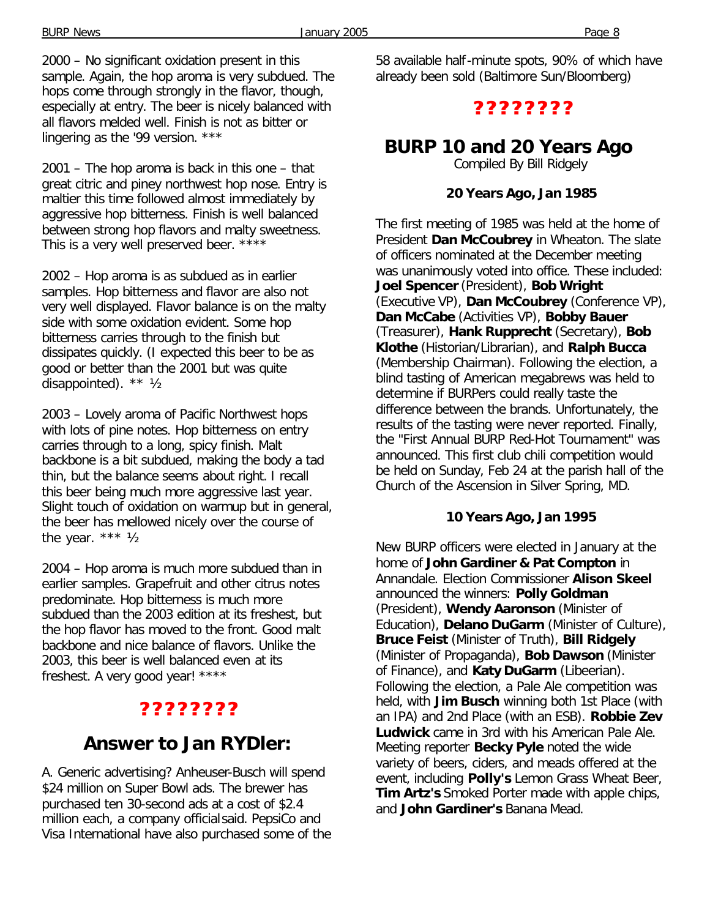2000 – No significant oxidation present in this sample. Again, the hop aroma is very subdued. The hops come through strongly in the flavor, though, especially at entry. The beer is nicely balanced with all flavors melded well. Finish is not as bitter or lingering as the '99 version. ***

2001 – The hop aroma is back in this one – that great citric and piney northwest hop nose. Entry is maltier this time followed almost immediately by aggressive hop bitterness. Finish is well balanced between strong hop flavors and malty sweetness. This is a very well preserved beer. ****

2002 – Hop aroma is as subdued as in earlier samples. Hop bitterness and flavor are also not very well displayed. Flavor balance is on the malty side with some oxidation evident. Some hop bitterness carries through to the finish but dissipates quickly. (I expected this beer to be as good or better than the 2001 but was quite disappointed). ** ½

2003 – Lovely aroma of Pacific Northwest hops with lots of pine notes. Hop bitterness on entry carries through to a long, spicy finish. Malt backbone is a bit subdued, making the body a tad thin, but the balance seems about right. I recall this beer being much more aggressive last year. Slight touch of oxidation on warmup but in general, the beer has mellowed nicely over the course of the year. *** ½

2004 – Hop aroma is much more subdued than in earlier samples. Grapefruit and other citrus notes predominate. Hop bitterness is much more subdued than the 2003 edition at its freshest, but the hop flavor has moved to the front. Good malt backbone and nice balance of flavors. Unlike the 2003, this beer is well balanced even at its freshest. A very good year! ****

**????????**

## Answer to Jan RYDler:

A. Generic advertising? Anheuser-Busch will spend $24 million on Super Bowl ads. The brewer has purchased ten 30-second ads at a cost of $2.4 million each, a company official said. PepsiCo and Visa International have also purchased some of the 58 available half-minute spots, 90% of which have already been sold (Baltimore Sun/Bloomberg)

**????????**

## BURP 10 and 20 Years Ago

Compiled By Bill Ridgely

### 20 Years Ago, Jan 1985

The first meeting of 1985 was held at the home of President **Dan McCoubrey** in Wheaton. The slate of officers nominated at the December meeting was unanimously voted into office. These included: **Joel Spencer** (President), **Bob Wright** (Executive VP), **Dan McCoubrey** (Conference VP), **Dan McCabe** (Activities VP), **Bobby Bauer** (Treasurer), **Hank Rupprecht** (Secretary), **Bob Klothe** (Historian/Librarian), and **Ralph Bucca** (Membership Chairman). Following the election, a blind tasting of American megabrews was held to determine if BURPers could really taste the difference between the brands. Unfortunately, the results of the tasting were never reported. Finally, the "First Annual BURP Red-Hot Tournament" was announced. This first club chili competition would be held on Sunday, Feb 24 at the parish hall of the Church of the Ascension in Silver Spring, MD.

### 10 Years Ago, Jan 1995

New BURP officers were elected in January at the home of **John Gardiner & Pat Compton** in Annandale. Election Commissioner **Alison Skeel** announced the winners: **Polly Goldman** (President), **Wendy Aaronson** (Minister of Education), **Delano DuGarm** (Minister of Culture), **Bruce Feist** (Minister of Truth), **Bill Ridgely** (Minister of Propaganda), **Bob Dawson** (Minister of Finance), and **Katy DuGarm** (Libeerian). Following the election, a Pale Ale competition was held, with **Jim Busch** winning both 1st Place (with an IPA) and 2nd Place (with an ESB). **Robbie Zev Ludwick** came in 3rd with his American Pale Ale. Meeting reporter **Becky Pyle** noted the wide variety of beers, ciders, and meads offered at the event, including **Polly's** Lemon Grass Wheat Beer, **Tim Artz's** Smoked Porter made with apple chips, and **John Gardiner's** Banana Mead.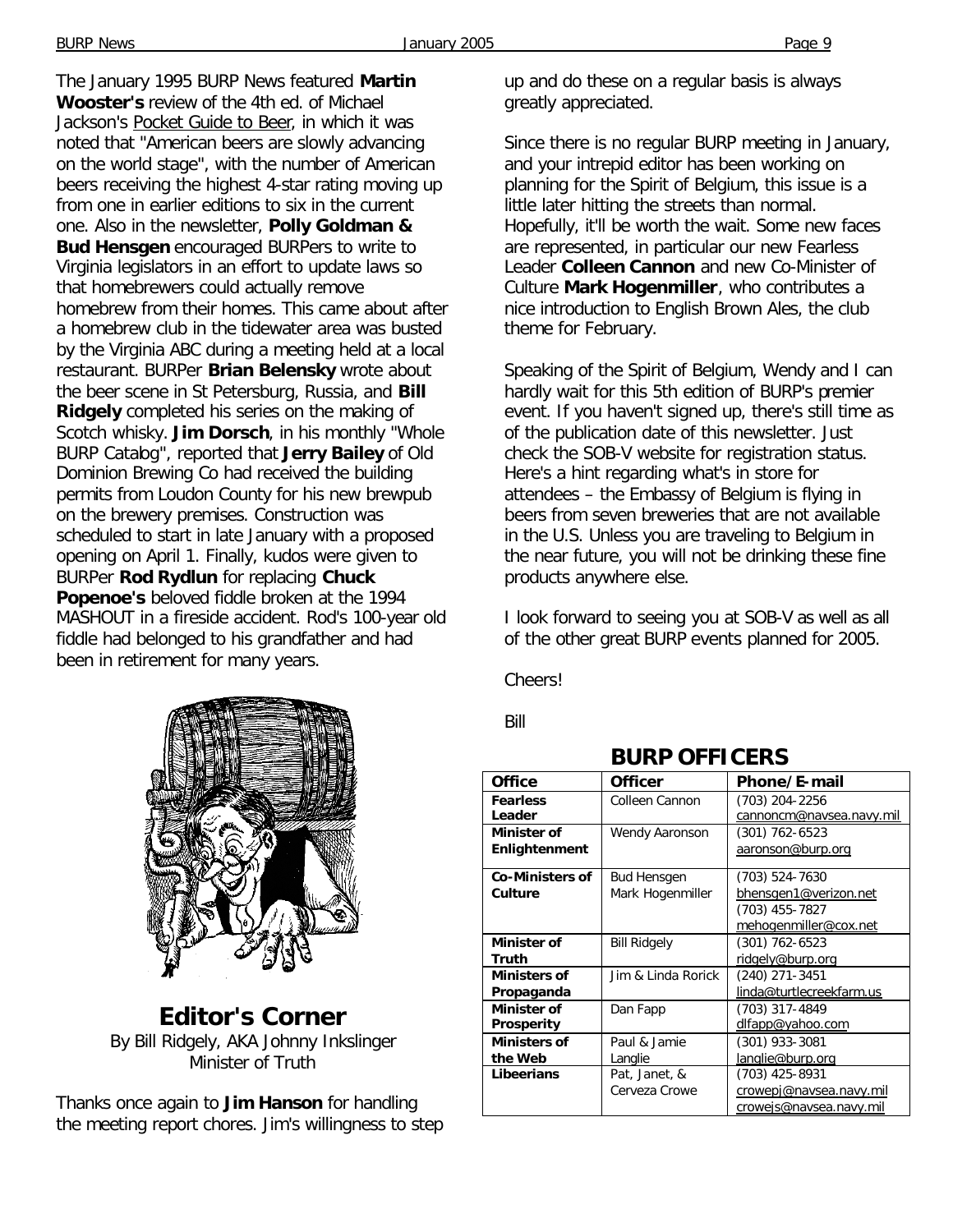The January 1995 BURP News featured **Martin Wooster's** review of the 4th ed. of Michael Jackson's Pocket Guide to Beer, in which it was noted that "American beers are slowly advancing on the world stage", with the number of American beers receiving the highest 4-star rating moving up from one in earlier editions to six in the current one. Also in the newsletter, **Polly Goldman & Bud Hensgen** encouraged BURPers to write to Virginia legislators in an effort to update laws so that homebrewers could actually remove homebrew from their homes. This came about after a homebrew club in the tidewater area was busted by the Virginia ABC during a meeting held at a local restaurant. BURPer **Brian Belensky** wrote about the beer scene in St Petersburg, Russia, and **Bill Ridgely** completed his series on the making of Scotch whisky. **Jim Dorsch**, in his monthly "Whole BURP Catalog", reported that **Jerry Bailey** of Old Dominion Brewing Co had received the building permits from Loudon County for his new brewpub on the brewery premises. Construction was scheduled to start in late January with a proposed opening on April 1. Finally, kudos were given to BURPer **Rod Rydlun** for replacing **Chuck Popenoe's** beloved fiddle broken at the 1994 MASHOUT in a fireside accident. Rod's 100-year old fiddle had belonged to his grandfather and had been in retirement for many years.

## Editor's Corner

By Bill Ridgely, AKA Johnny Inkslinger
Minister of Truth

Thanks once again to **Jim Hanson** for handling the meeting report chores. Jim's willingness to step up and do these on a regular basis is always greatly appreciated.

Since there is no regular BURP meeting in January, and your intrepid editor has been working on planning for the Spirit of Belgium, this issue is a little later hitting the streets than normal. Hopefully, it'll be worth the wait. Some new faces are represented, in particular our new Fearless Leader **Colleen Cannon** and new Co-Minister of Culture **Mark Hogenmiller**, who contributes a nice introduction to English Brown Ales, the club theme for February.

Speaking of the Spirit of Belgium, Wendy and I can hardly wait for this 5th edition of BURP's premier event. If you haven't signed up, there's still time as of the publication date of this newsletter. Just check the SOB-V website for registration status. Here's a hint regarding what's in store for attendees – the Embassy of Belgium is flying in beers from seven breweries that are not available in the U.S. Unless you are traveling to Belgium in the near future, you will not be drinking these fine products anywhere else.

I look forward to seeing you at SOB-V as well as all of the other great BURP events planned for 2005.

Cheers!

Bill

## BURP OFFICERS

| Office | Officer | Phone/E-mail |
|---|---|---|
| **Fearless Leader** | Colleen Cannon | (703) 204-2256<br>cannoncm@navsea.navy.mil |
| **Minister of Enlightenment** | Wendy Aaronson | (301) 762-6523<br>aaronson@burp.org |
| **Co-Ministers of Culture** | Bud Hensgen<br>Mark Hogenmiller | (703) 524-7630<br>bhensgen1@verizon.net<br>(703) 455-7827<br>mehogenmiller@cox.net |
| **Minister of Truth** | Bill Ridgely | (301) 762-6523<br>ridgely@burp.org |
| **Ministers of Propaganda** | Jim & Linda Rorick | (240) 271-3451<br>linda@turtlecreekfarm.us |
| **Minister of Prosperity** | Dan Fapp | (703) 317-4849<br>dlfapp@yahoo.com |
| **Ministers of the Web** | Paul & Jamie Langlie | (301) 933-3081<br>langlie@burp.org |
| **Libeerians** | Pat, Janet, & Cerveza Crowe | (703) 425-8931<br>crowepj@navsea.navy.mil<br>crowejs@navsea.navy.mil |